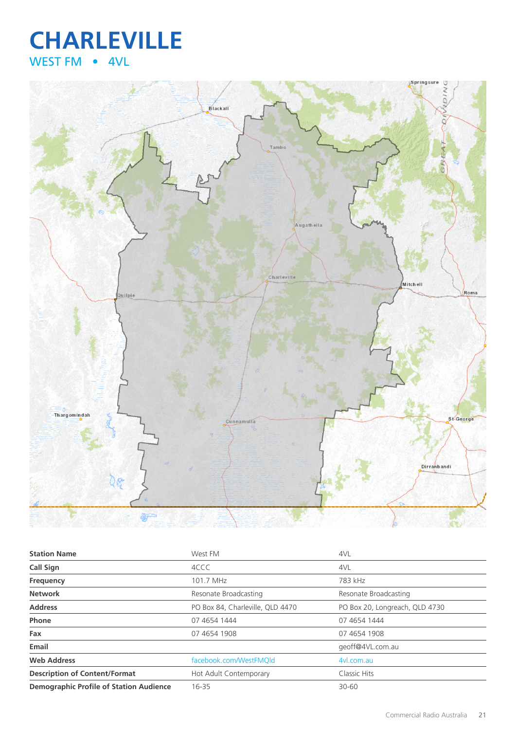# CHARLEVILLE

## WEST FM • 4VL

| Station Name | West FM | 4VL |
|---|---|---|
| Call Sign | 4CCC | 4VL |
| Frequency | 101.7 MHz | 783 kHz |
| Network | Resonate Broadcasting | Resonate Broadcasting |
| Address | PO Box 84, Charleville, QLD 4470 | PO Box 20, Longreach, QLD 4730 |
| Phone | 07 4654 1444 | 07 4654 1444 |
| Fax | 07 4654 1908 | 07 4654 1908 |
| Email | | geoff@4VL.com.au |
| Web Address | facebook.com/WestFMQld | 4vl.com.au |
| Description of Content/Format | Hot Adult Contemporary | Classic Hits |
| Demographic Profile of Station Audience | 16-35 | 30-60 |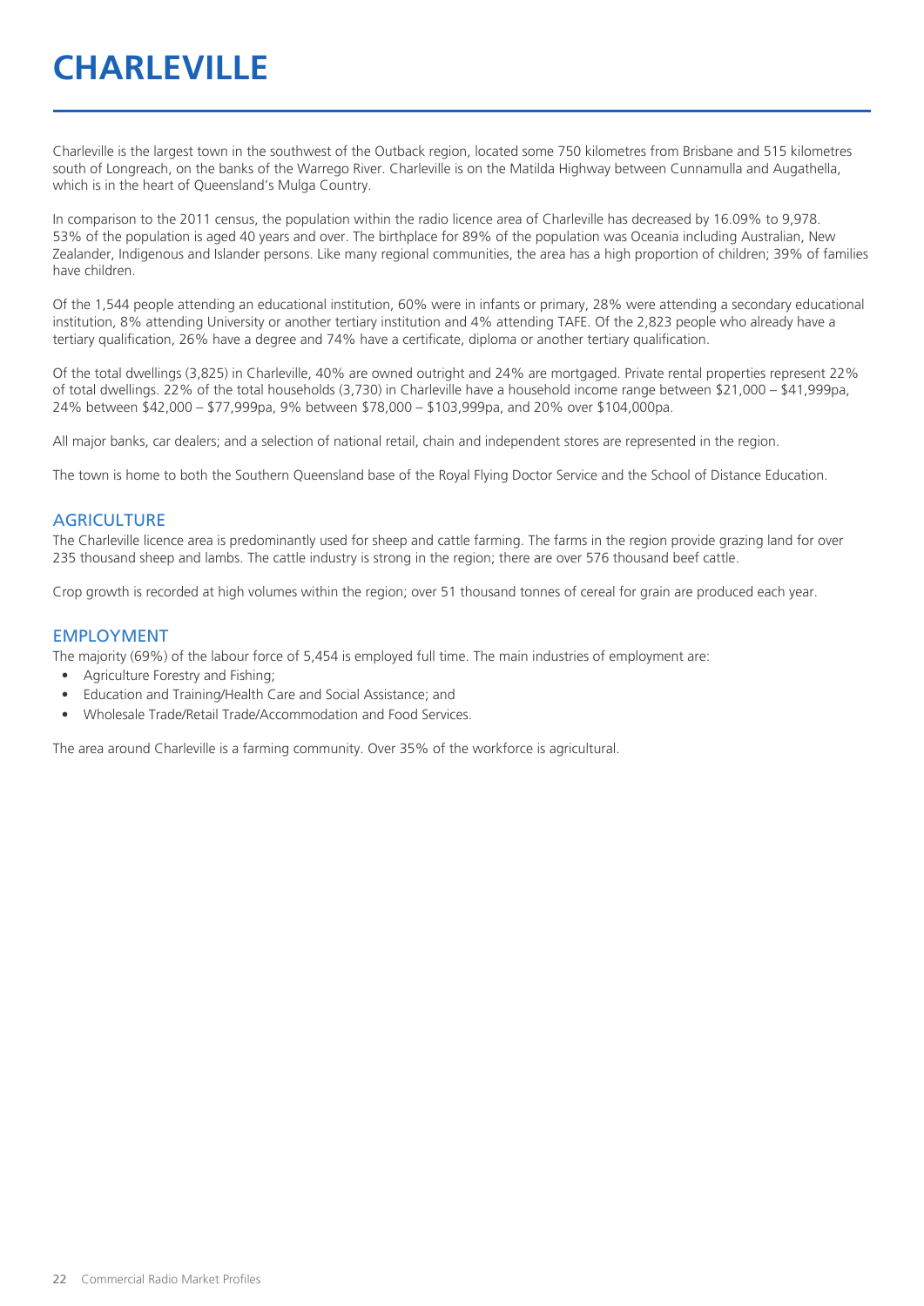# CHARLEVILLE

Charleville is the largest town in the southwest of the Outback region, located some 750 kilometres from Brisbane and 515 kilometres south of Longreach, on the banks of the Warrego River. Charleville is on the Matilda Highway between Cunnamulla and Augathella, which is in the heart of Queensland's Mulga Country.

In comparison to the 2011 census, the population within the radio licence area of Charleville has decreased by 16.09% to 9,978. 53% of the population is aged 40 years and over. The birthplace for 89% of the population was Oceania including Australian, New Zealander, Indigenous and Islander persons. Like many regional communities, the area has a high proportion of children; 39% of families have children.

Of the 1,544 people attending an educational institution, 60% were in infants or primary, 28% were attending a secondary educational institution, 8% attending University or another tertiary institution and 4% attending TAFE. Of the 2,823 people who already have a tertiary qualification, 26% have a degree and 74% have a certificate, diploma or another tertiary qualification.

Of the total dwellings (3,825) in Charleville, 40% are owned outright and 24% are mortgaged. Private rental properties represent 22% of total dwellings. 22% of the total households (3,730) in Charleville have a household income range between $21,000 – $41,999pa, 24% between $42,000 – $77,999pa, 9% between $78,000 – $103,999pa, and 20% over $104,000pa.

All major banks, car dealers; and a selection of national retail, chain and independent stores are represented in the region.

The town is home to both the Southern Queensland base of the Royal Flying Doctor Service and the School of Distance Education.

## AGRICULTURE

The Charleville licence area is predominantly used for sheep and cattle farming. The farms in the region provide grazing land for over 235 thousand sheep and lambs. The cattle industry is strong in the region; there are over 576 thousand beef cattle.

Crop growth is recorded at high volumes within the region; over 51 thousand tonnes of cereal for grain are produced each year.

## EMPLOYMENT

The majority (69%) of the labour force of 5,454 is employed full time. The main industries of employment are:

- Agriculture Forestry and Fishing;
- Education and Training/Health Care and Social Assistance; and
- Wholesale Trade/Retail Trade/Accommodation and Food Services.

The area around Charleville is a farming community. Over 35% of the workforce is agricultural.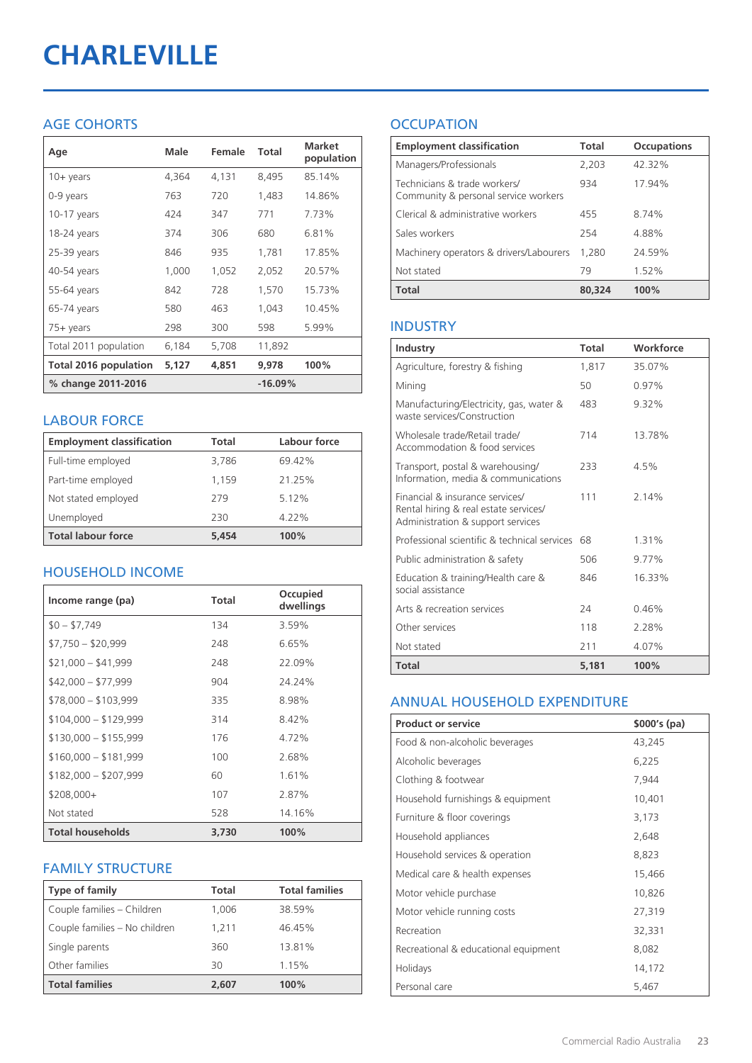# CHARLEVILLE

## AGE COHORTS

| Age | Male | Female | Total | Market population |
|---|---|---|---|---|
| 10+ years | 4,364 | 4,131 | 8,495 | 85.14% |
| 0-9 years | 763 | 720 | 1,483 | 14.86% |
| 10-17 years | 424 | 347 | 771 | 7.73% |
| 18-24 years | 374 | 306 | 680 | 6.81% |
| 25-39 years | 846 | 935 | 1,781 | 17.85% |
| 40-54 years | 1,000 | 1,052 | 2,052 | 20.57% |
| 55-64 years | 842 | 728 | 1,570 | 15.73% |
| 65-74 years | 580 | 463 | 1,043 | 10.45% |
| 75+ years | 298 | 300 | 598 | 5.99% |
| Total 2011 population | 6,184 | 5,708 | 11,892 | |
| **Total 2016 population** | **5,127** | **4,851** | **9,978** | **100%** |
| **% change 2011-2016** | | | **-16.09%** | |

## LABOUR FORCE

| Employment classification | Total | Labour force |
|---|---|---|
| Full-time employed | 3,786 | 69.42% |
| Part-time employed | 1,159 | 21.25% |
| Not stated employed | 279 | 5.12% |
| Unemployed | 230 | 4.22% |
| **Total labour force** | **5,454** | **100%** |

## HOUSEHOLD INCOME

| Income range (pa) | Total | Occupied dwellings |
|---|---|---|
| $0 – $7,749 | 134 | 3.59% |
| $7,750 – $20,999 | 248 | 6.65% |
| $21,000 – $41,999 | 248 | 22.09% |
| $42,000 – $77,999 | 904 | 24.24% |
| $78,000 – $103,999 | 335 | 8.98% |
| $104,000 – $129,999 | 314 | 8.42% |
| $130,000 – $155,999 | 176 | 4.72% |
| $160,000 – $181,999 | 100 | 2.68% |
| $182,000 – $207,999 | 60 | 1.61% |
| $208,000+ | 107 | 2.87% |
| Not stated | 528 | 14.16% |
| **Total households** | **3,730** | **100%** |

## FAMILY STRUCTURE

| Type of family | Total | Total families |
|---|---|---|
| Couple families – Children | 1,006 | 38.59% |
| Couple families – No children | 1,211 | 46.45% |
| Single parents | 360 | 13.81% |
| Other families | 30 | 1.15% |
| **Total families** | **2,607** | **100%** |

## OCCUPATION

| Employment classification | Total | Occupations |
|---|---|---|
| Managers/Professionals | 2,203 | 42.32% |
| Technicians & trade workers/ Community & personal service workers | 934 | 17.94% |
| Clerical & administrative workers | 455 | 8.74% |
| Sales workers | 254 | 4.88% |
| Machinery operators & drivers/Labourers | 1,280 | 24.59% |
| Not stated | 79 | 1.52% |
| **Total** | **80,324** | **100%** |

## INDUSTRY

| Industry | Total | Workforce |
|---|---|---|
| Agriculture, forestry & fishing | 1,817 | 35.07% |
| Mining | 50 | 0.97% |
| Manufacturing/Electricity, gas, water & waste services/Construction | 483 | 9.32% |
| Wholesale trade/Retail trade/ Accommodation & food services | 714 | 13.78% |
| Transport, postal & warehousing/ Information, media & communications | 233 | 4.5% |
| Financial & insurance services/ Rental hiring & real estate services/ Administration & support services | 111 | 2.14% |
| Professional scientific & technical services | 68 | 1.31% |
| Public administration & safety | 506 | 9.77% |
| Education & training/Health care & social assistance | 846 | 16.33% |
| Arts & recreation services | 24 | 0.46% |
| Other services | 118 | 2.28% |
| Not stated | 211 | 4.07% |
| **Total** | **5,181** | **100%** |

## ANNUAL HOUSEHOLD EXPENDITURE

| Product or service | $000's (pa) |
|---|---|
| Food & non-alcoholic beverages | 43,245 |
| Alcoholic beverages | 6,225 |
| Clothing & footwear | 7,944 |
| Household furnishings & equipment | 10,401 |
| Furniture & floor coverings | 3,173 |
| Household appliances | 2,648 |
| Household services & operation | 8,823 |
| Medical care & health expenses | 15,466 |
| Motor vehicle purchase | 10,826 |
| Motor vehicle running costs | 27,319 |
| Recreation | 32,331 |
| Recreational & educational equipment | 8,082 |
| Holidays | 14,172 |
| Personal care | 5,467 |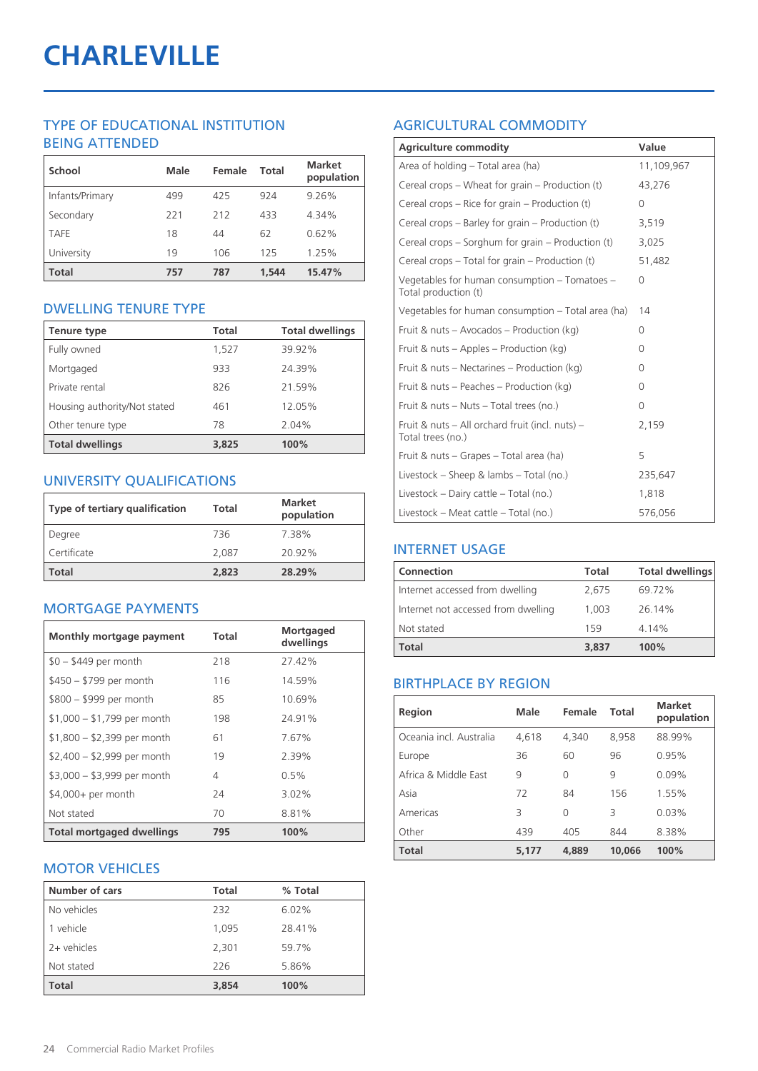# CHARLEVILLE

## TYPE OF EDUCATIONAL INSTITUTION BEING ATTENDED

| School | Male | Female | Total | Market population |
|---|---|---|---|---|
| Infants/Primary | 499 | 425 | 924 | 9.26% |
| Secondary | 221 | 212 | 433 | 4.34% |
| TAFE | 18 | 44 | 62 | 0.62% |
| University | 19 | 106 | 125 | 1.25% |
| **Total** | **757** | **787** | **1,544** | **15.47%** |

## DWELLING TENURE TYPE

| Tenure type | Total | Total dwellings |
|---|---|---|
| Fully owned | 1,527 | 39.92% |
| Mortgaged | 933 | 24.39% |
| Private rental | 826 | 21.59% |
| Housing authority/Not stated | 461 | 12.05% |
| Other tenure type | 78 | 2.04% |
| **Total dwellings** | **3,825** | **100%** |

## UNIVERSITY QUALIFICATIONS

| Type of tertiary qualification | Total | Market population |
|---|---|---|
| Degree | 736 | 7.38% |
| Certificate | 2,087 | 20.92% |
| **Total** | **2,823** | **28.29%** |

## MORTGAGE PAYMENTS

| Monthly mortgage payment | Total | Mortgaged dwellings |
|---|---|---|
| $0 – $449 per month | 218 | 27.42% |
| $450 – $799 per month | 116 | 14.59% |
| $800 – $999 per month | 85 | 10.69% |
| $1,000 – $1,799 per month | 198 | 24.91% |
| $1,800 – $2,399 per month | 61 | 7.67% |
| $2,400 – $2,999 per month | 19 | 2.39% |
| $3,000 – $3,999 per month | 4 | 0.5% |
| $4,000+ per month | 24 | 3.02% |
| Not stated | 70 | 8.81% |
| **Total mortgaged dwellings** | **795** | **100%** |

## MOTOR VEHICLES

| Number of cars | Total | % Total |
|---|---|---|
| No vehicles | 232 | 6.02% |
| 1 vehicle | 1,095 | 28.41% |
| 2+ vehicles | 2,301 | 59.7% |
| Not stated | 226 | 5.86% |
| **Total** | **3,854** | **100%** |

## AGRICULTURAL COMMODITY

| Agriculture commodity | Value |
|---|---|
| Area of holding – Total area (ha) | 11,109,967 |
| Cereal crops – Wheat for grain – Production (t) | 43,276 |
| Cereal crops – Rice for grain – Production (t) | 0 |
| Cereal crops – Barley for grain – Production (t) | 3,519 |
| Cereal crops – Sorghum for grain – Production (t) | 3,025 |
| Cereal crops – Total for grain – Production (t) | 51,482 |
| Vegetables for human consumption – Tomatoes – Total production (t) | 0 |
| Vegetables for human consumption – Total area (ha) | 14 |
| Fruit & nuts – Avocados – Production (kg) | 0 |
| Fruit & nuts – Apples – Production (kg) | 0 |
| Fruit & nuts – Nectarines – Production (kg) | 0 |
| Fruit & nuts – Peaches – Production (kg) | 0 |
| Fruit & nuts – Nuts – Total trees (no.) | 0 |
| Fruit & nuts – All orchard fruit (incl. nuts) – Total trees (no.) | 2,159 |
| Fruit & nuts – Grapes – Total area (ha) | 5 |
| Livestock – Sheep & lambs – Total (no.) | 235,647 |
| Livestock – Dairy cattle – Total (no.) | 1,818 |
| Livestock – Meat cattle – Total (no.) | 576,056 |

## INTERNET USAGE

| Connection | Total | Total dwellings |
|---|---|---|
| Internet accessed from dwelling | 2,675 | 69.72% |
| Internet not accessed from dwelling | 1,003 | 26.14% |
| Not stated | 159 | 4.14% |
| **Total** | **3,837** | **100%** |

## BIRTHPLACE BY REGION

| Region | Male | Female | Total | Market population |
|---|---|---|---|---|
| Oceania incl. Australia | 4,618 | 4,340 | 8,958 | 88.99% |
| Europe | 36 | 60 | 96 | 0.95% |
| Africa & Middle East | 9 | 0 | 9 | 0.09% |
| Asia | 72 | 84 | 156 | 1.55% |
| Americas | 3 | 0 | 3 | 0.03% |
| Other | 439 | 405 | 844 | 8.38% |
| **Total** | **5,177** | **4,889** | **10,066** | **100%** |